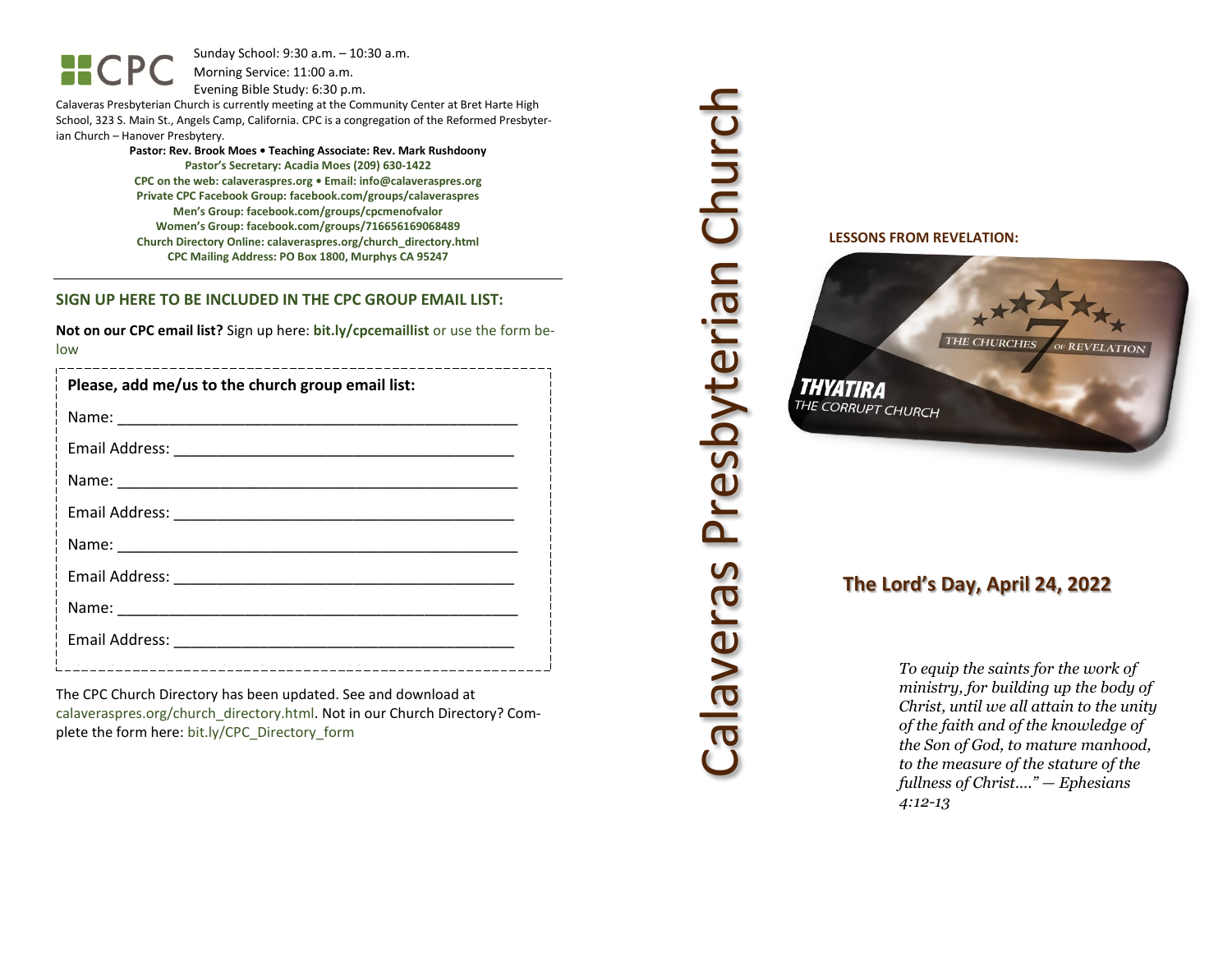CPC

Sunday School: 9:30 a.m. – 10:30 a.m.
Morning Service: 11:00 a.m.
Evening Bible Study: 6:30 p.m.

Calaveras Presbyterian Church is currently meeting at the Community Center at Bret Harte High School, 323 S. Main St., Angels Camp, California. CPC is a congregation of the Reformed Presbyterian Church – Hanover Presbytery.

**Pastor: Rev. Brook Moes • Teaching Associate: Rev. Mark Rushdoony**
**Pastor's Secretary: Acadia Moes (209) 630-1422**
**CPC on the web: calaveraspres.org • Email: info@calaveraspres.org**
**Private CPC Facebook Group: facebook.com/groups/calaveraspres**
**Men's Group: facebook.com/groups/cpcmenofvalor**
**Women's Group: facebook.com/groups/716656169068489**
**Church Directory Online: calaveraspres.org/church_directory.html**
**CPC Mailing Address: PO Box 1800, Murphys CA 95247**

---

## SIGN UP HERE TO BE INCLUDED IN THE CPC GROUP EMAIL LIST:

**Not on our CPC email list?** Sign up here: **bit.ly/cpcemaillist** or use the form below

**Please, add me/us to the church group email list:**

Name: ______________________________________________

Email Address: _______________________________________

Name: ______________________________________________

Email Address: _______________________________________

Name: ______________________________________________

Email Address: _______________________________________

Name: ______________________________________________

Email Address: _______________________________________

The CPC Church Directory has been updated. See and download at calaveraspres.org/church_directory.html. Not in our Church Directory? Complete the form here: bit.ly/CPC_Directory_form

# Calaveras Presbyterian Church

**LESSONS FROM REVELATION:**

THE CHURCHES 7 OF REVELATION

**THYATIRA**
THE CORRUPT CHURCH

## The Lord's Day, April 24, 2022

*To equip the saints for the work of ministry, for building up the body of Christ, until we all attain to the unity of the faith and of the knowledge of the Son of God, to mature manhood, to the measure of the stature of the fullness of Christ...." — Ephesians 4:12-13*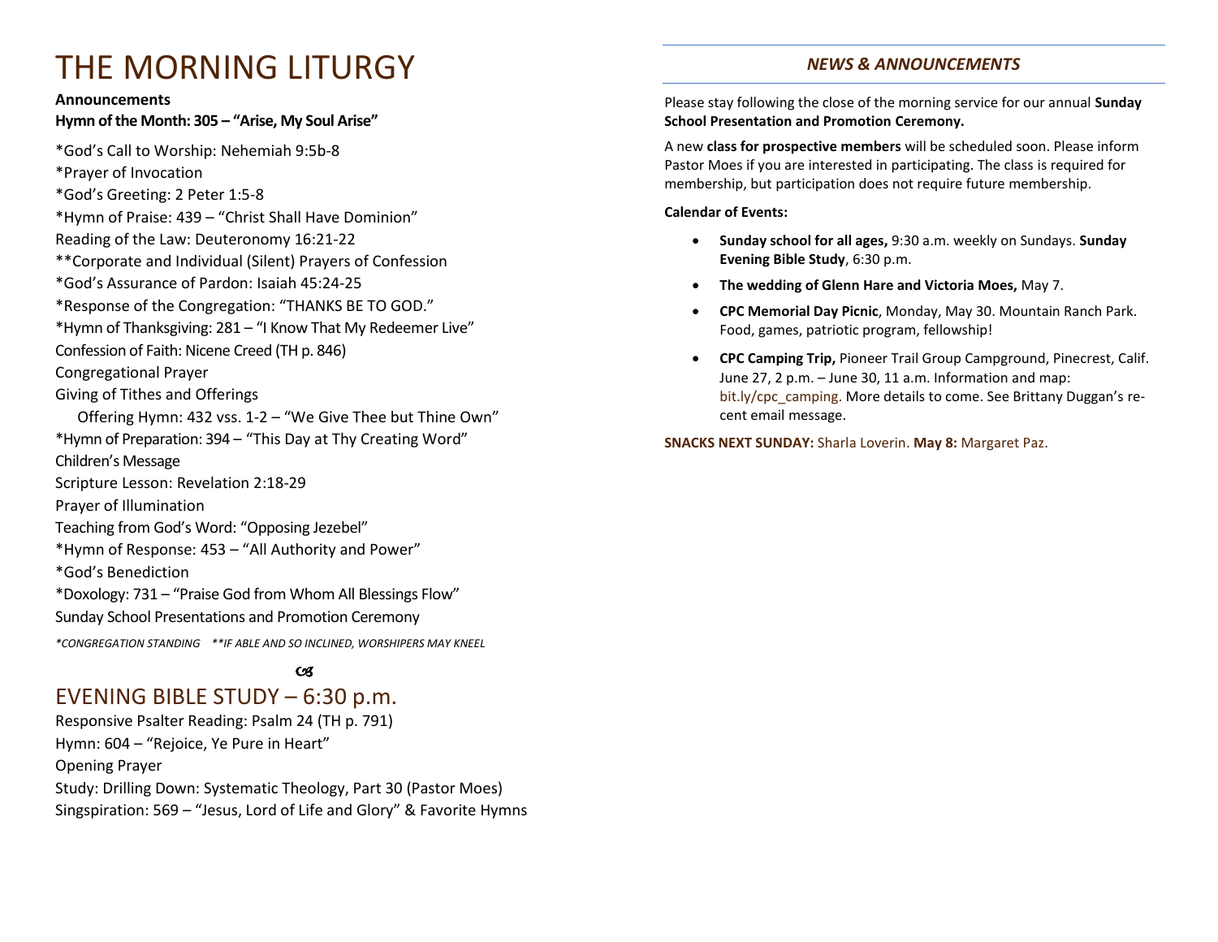# THE MORNING LITURGY

**Announcements**

**Hymn of the Month: 305 – "Arise, My Soul Arise"**

*God's Call to Worship: Nehemiah 9:5b-8

*Prayer of Invocation

*God's Greeting: 2 Peter 1:5-8

*Hymn of Praise: 439 – "Christ Shall Have Dominion"

Reading of the Law: Deuteronomy 16:21-22

**Corporate and Individual (Silent) Prayers of Confession

*God's Assurance of Pardon: Isaiah 45:24-25

*Response of the Congregation: "THANKS BE TO GOD."

*Hymn of Thanksgiving: 281 – "I Know That My Redeemer Live"

Confession of Faith: Nicene Creed (TH p. 846)

Congregational Prayer

Giving of Tithes and Offerings

Offering Hymn: 432 vss. 1-2 – "We Give Thee but Thine Own"

*Hymn of Preparation: 394 – "This Day at Thy Creating Word"

Children's Message

Scripture Lesson: Revelation 2:18-29

Prayer of Illumination

Teaching from God's Word: "Opposing Jezebel"

*Hymn of Response: 453 – "All Authority and Power"

*God's Benediction

*Doxology: 731 – "Praise God from Whom All Blessings Flow"

Sunday School Presentations and Promotion Ceremony

*\*CONGREGATION STANDING   \*\*IF ABLE AND SO INCLINED, WORSHIPERS MAY KNEEL*

# EVENING BIBLE STUDY – 6:30 p.m.

Responsive Psalter Reading: Psalm 24 (TH p. 791)

Hymn: 604 – "Rejoice, Ye Pure in Heart"

Opening Prayer

Study: Drilling Down: Systematic Theology, Part 30 (Pastor Moes)

Singspiration: 569 – "Jesus, Lord of Life and Glory" & Favorite Hymns

## *NEWS & ANNOUNCEMENTS*

Please stay following the close of the morning service for our annual **Sunday School Presentation and Promotion Ceremony.**

A new **class for prospective members** will be scheduled soon. Please inform Pastor Moes if you are interested in participating. The class is required for membership, but participation does not require future membership.

**Calendar of Events:**

- **Sunday school for all ages,** 9:30 a.m. weekly on Sundays. **Sunday Evening Bible Study**, 6:30 p.m.
- **The wedding of Glenn Hare and Victoria Moes,** May 7.
- **CPC Memorial Day Picnic**, Monday, May 30. Mountain Ranch Park. Food, games, patriotic program, fellowship!
- **CPC Camping Trip,** Pioneer Trail Group Campground, Pinecrest, Calif. June 27, 2 p.m. – June 30, 11 a.m. Information and map: bit.ly/cpc_camping. More details to come. See Brittany Duggan's recent email message.

**SNACKS NEXT SUNDAY:** Sharla Loverin. **May 8:** Margaret Paz.